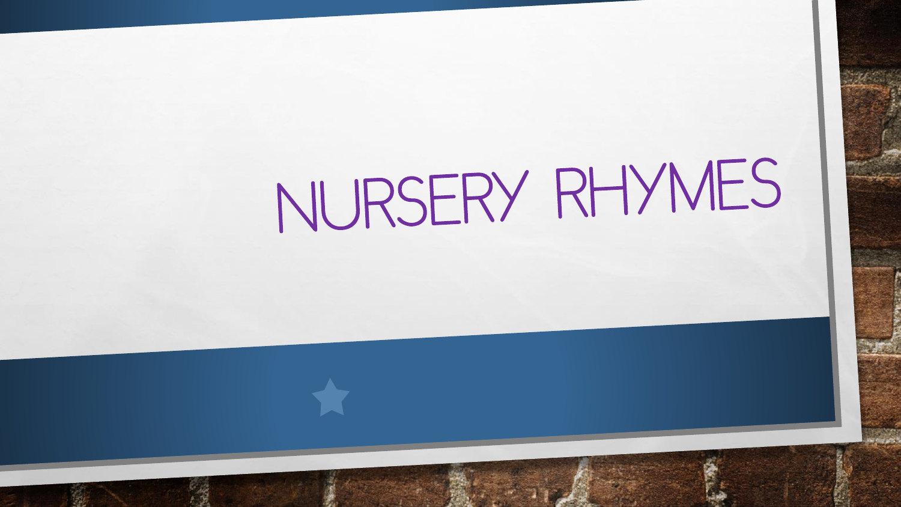# NURSERY RHYMES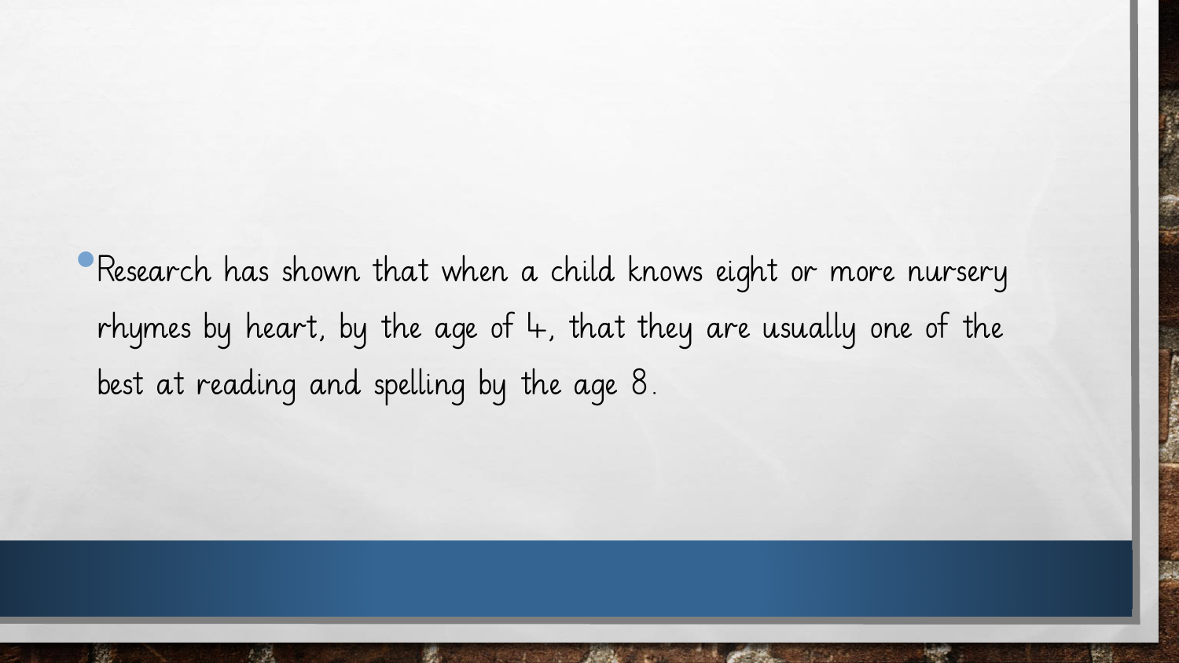- Research has shown that when a child knows eight or more nursery rhymes by heart, by the age of 4, that they are usually one of the best at reading and spelling by the age 8.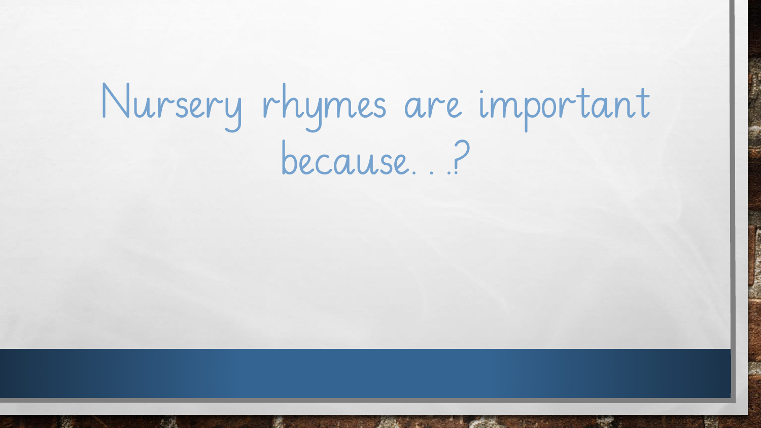# Nursery rhymes are important because. . .?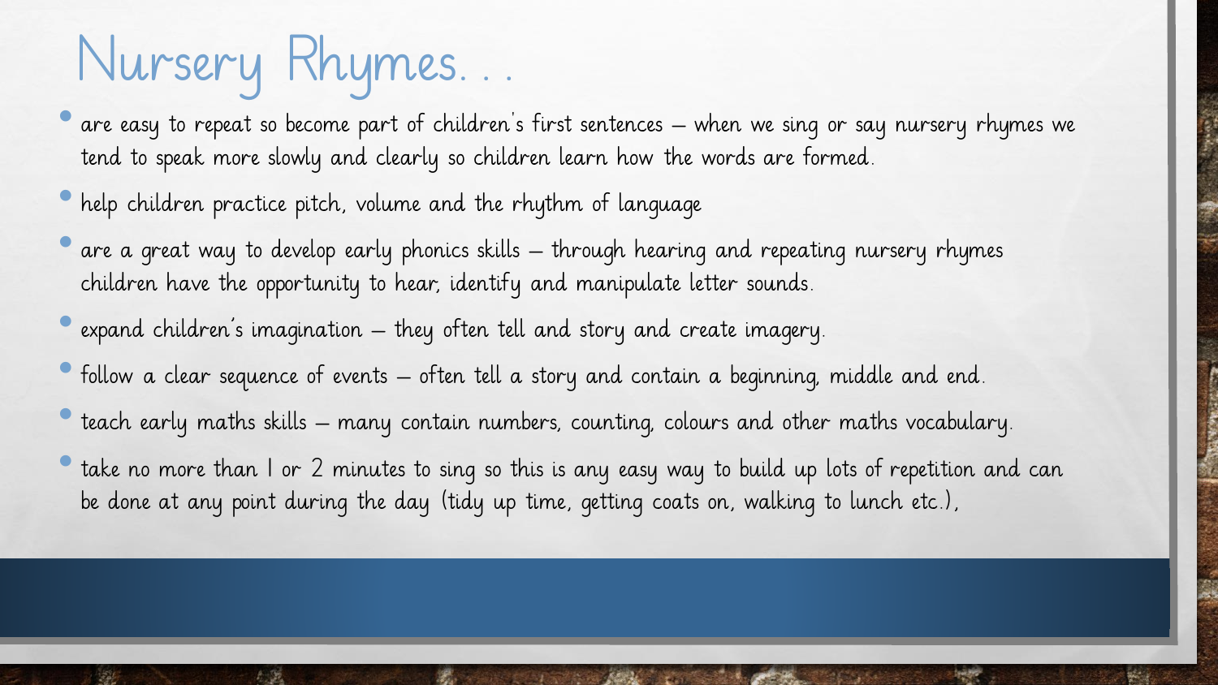# Nursery Rhymes…

- are easy to repeat so become part of children's first sentences – when we sing or say nursery rhymes we tend to speak more slowly and clearly so children learn how the words are formed.
- help children practice pitch, volume and the rhythm of language
- are a great way to develop early phonics skills – through hearing and repeating nursery rhymes children have the opportunity to hear, identify and manipulate letter sounds.
- expand children's imagination – they often tell and story and create imagery.
- follow a clear sequence of events – often tell a story and contain a beginning, middle and end.
- teach early maths skills – many contain numbers, counting, colours and other maths vocabulary.
- take no more than 1 or 2 minutes to sing so this is any easy way to build up lots of repetition and can be done at any point during the day (tidy up time, getting coats on, walking to lunch etc.),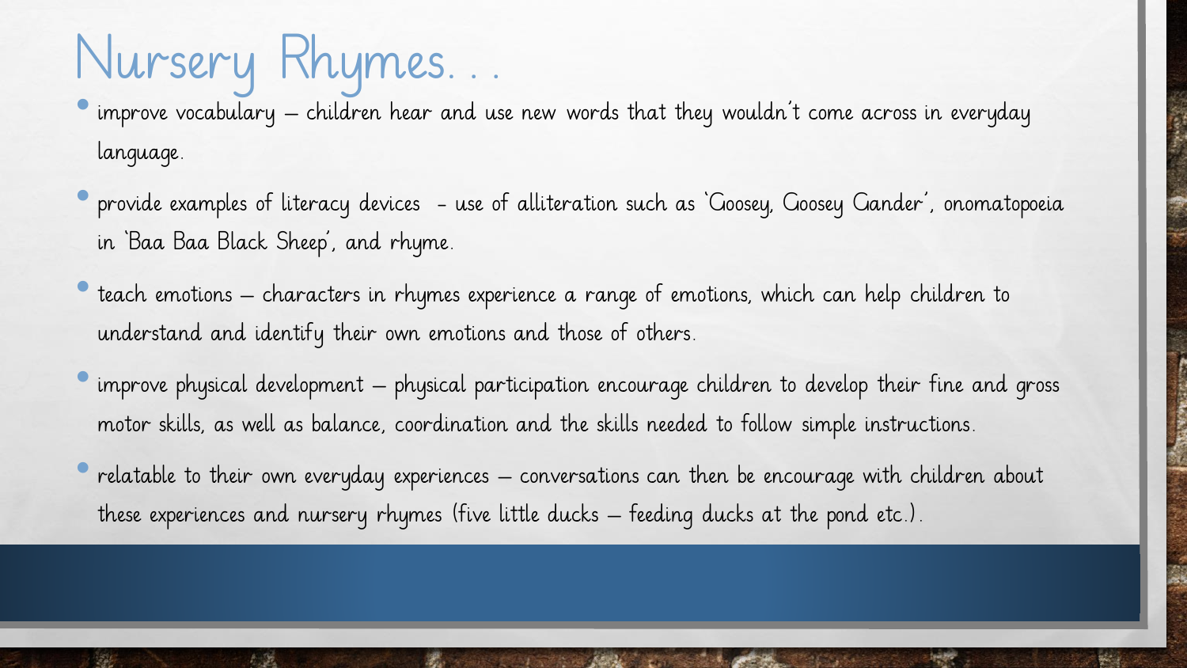# Nursery Rhymes…

- improve vocabulary – children hear and use new words that they wouldn't come across in everyday language.
- provide examples of literacy devices - use of alliteration such as 'Goosey, Goosey Gander', onomatopoeia in 'Baa Baa Black Sheep', and rhyme.
- teach emotions – characters in rhymes experience a range of emotions, which can help children to understand and identify their own emotions and those of others.
- improve physical development – physical participation encourage children to develop their fine and gross motor skills, as well as balance, coordination and the skills needed to follow simple instructions.
- relatable to their own everyday experiences – conversations can then be encourage with children about these experiences and nursery rhymes (five little ducks – feeding ducks at the pond etc.).